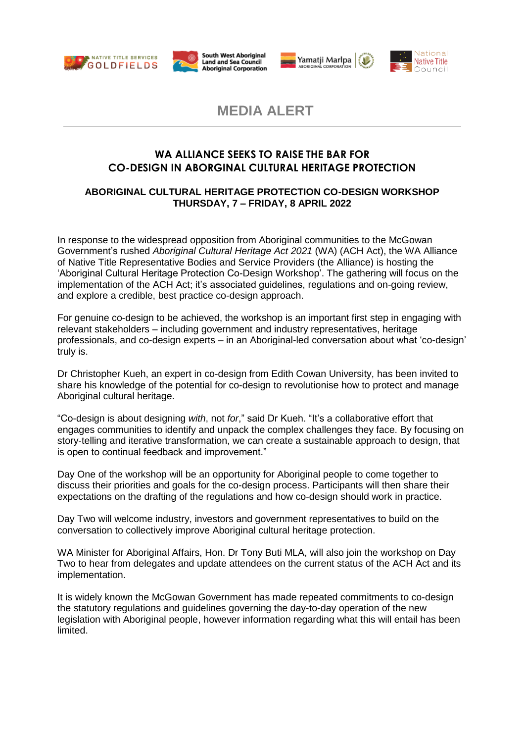NATIVE TITLE SERVICES GOLDFIELDS | South West Aboriginal Land and Sea Council Aboriginal Corporation | Yamatji Marlpa Aboriginal Corporation | National Native Title Council

# MEDIA ALERT

## WA ALLIANCE SEEKS TO RAISE THE BAR FOR CO-DESIGN IN ABORIGINAL CULTURAL HERITAGE PROTECTION

### ABORIGINAL CULTURAL HERITAGE PROTECTION CO-DESIGN WORKSHOP THURSDAY, 7 – FRIDAY, 8 APRIL 2022

In response to the widespread opposition from Aboriginal communities to the McGowan Government's rushed *Aboriginal Cultural Heritage Act 2021* (WA) (ACH Act), the WA Alliance of Native Title Representative Bodies and Service Providers (the Alliance) is hosting the 'Aboriginal Cultural Heritage Protection Co-Design Workshop'. The gathering will focus on the implementation of the ACH Act; it's associated guidelines, regulations and on-going review, and explore a credible, best practice co-design approach.

For genuine co-design to be achieved, the workshop is an important first step in engaging with relevant stakeholders – including government and industry representatives, heritage professionals, and co-design experts – in an Aboriginal-led conversation about what 'co-design' truly is.

Dr Christopher Kueh, an expert in co-design from Edith Cowan University, has been invited to share his knowledge of the potential for co-design to revolutionise how to protect and manage Aboriginal cultural heritage.

"Co-design is about designing *with*, not *for*," said Dr Kueh. "It's a collaborative effort that engages communities to identify and unpack the complex challenges they face. By focusing on story-telling and iterative transformation, we can create a sustainable approach to design, that is open to continual feedback and improvement."

Day One of the workshop will be an opportunity for Aboriginal people to come together to discuss their priorities and goals for the co-design process. Participants will then share their expectations on the drafting of the regulations and how co-design should work in practice.

Day Two will welcome industry, investors and government representatives to build on the conversation to collectively improve Aboriginal cultural heritage protection.

WA Minister for Aboriginal Affairs, Hon. Dr Tony Buti MLA, will also join the workshop on Day Two to hear from delegates and update attendees on the current status of the ACH Act and its implementation.

It is widely known the McGowan Government has made repeated commitments to co-design the statutory regulations and guidelines governing the day-to-day operation of the new legislation with Aboriginal people, however information regarding what this will entail has been limited.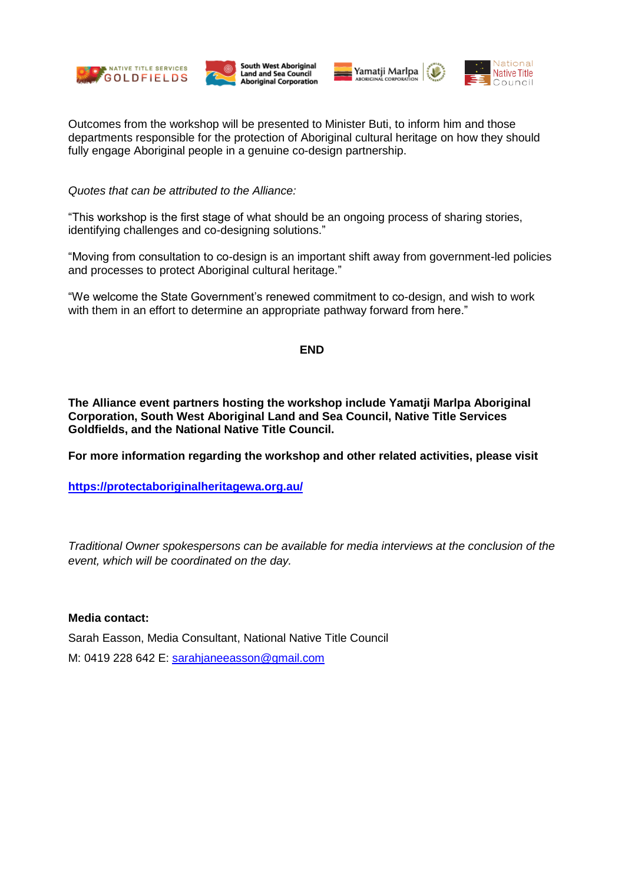Outcomes from the workshop will be presented to Minister Buti, to inform him and those departments responsible for the protection of Aboriginal cultural heritage on how they should fully engage Aboriginal people in a genuine co-design partnership.

*Quotes that can be attributed to the Alliance:*

"This workshop is the first stage of what should be an ongoing process of sharing stories, identifying challenges and co-designing solutions."

"Moving from consultation to co-design is an important shift away from government-led policies and processes to protect Aboriginal cultural heritage."

"We welcome the State Government's renewed commitment to co-design, and wish to work with them in an effort to determine an appropriate pathway forward from here."

**END**

**The Alliance event partners hosting the workshop include Yamatji Marlpa Aboriginal Corporation, South West Aboriginal Land and Sea Council, Native Title Services Goldfields, and the National Native Title Council.**

**For more information regarding the workshop and other related activities, please visit**

**https://protectaboriginalheritagewa.org.au/**

*Traditional Owner spokespersons can be available for media interviews at the conclusion of the event, which will be coordinated on the day.*

**Media contact:**

Sarah Easson, Media Consultant, National Native Title Council

M: 0419 228 642 E: sarahjaneeasson@gmail.com